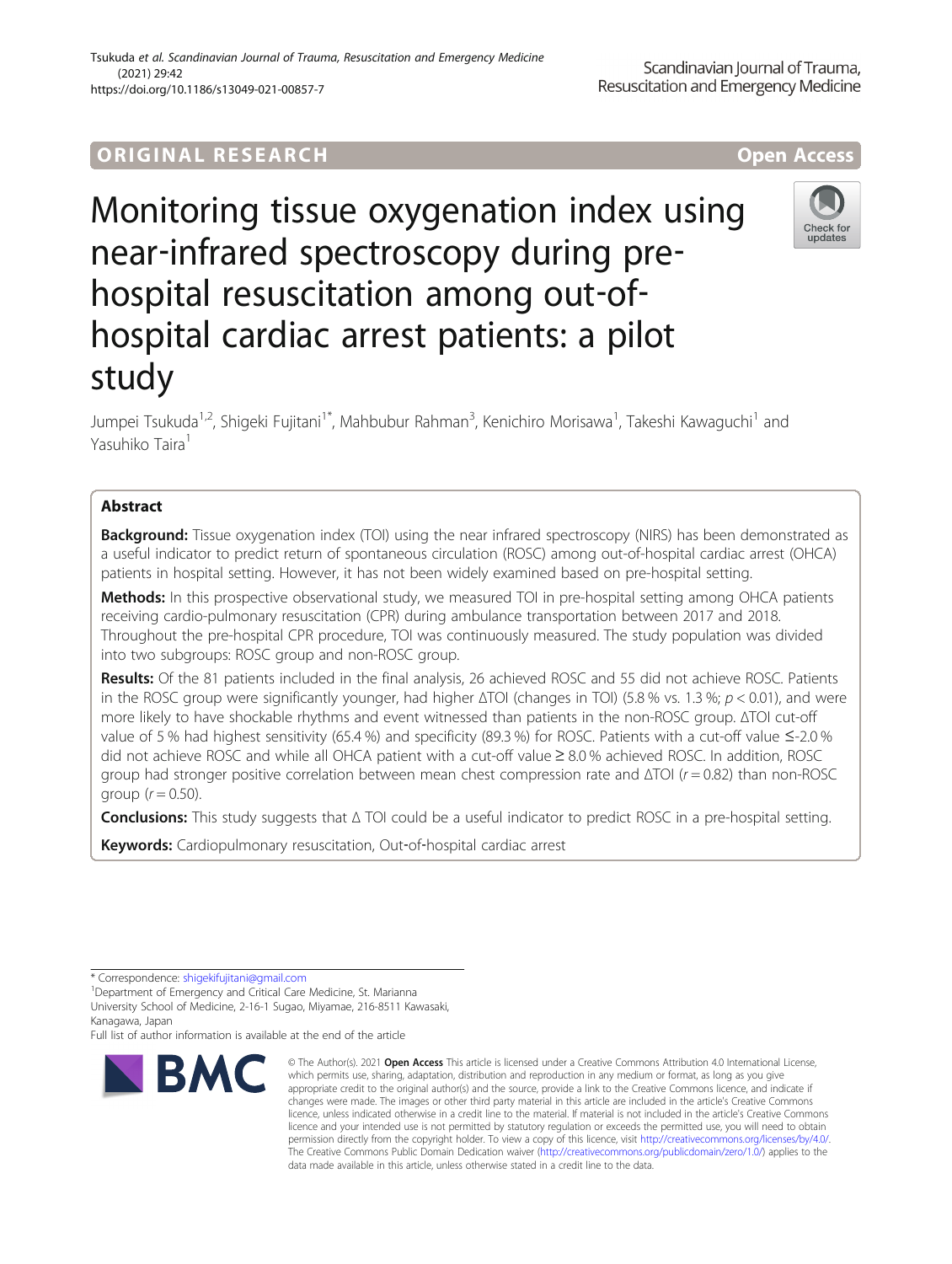ORIGINAL RESEARCH

Open Access

# Monitoring tissue oxygenation index using near-infrared spectroscopy during pre-hospital resuscitation among out-of-hospital cardiac arrest patients: a pilot study

Jumpei Tsukuda[1,2], Shigeki Fujitani[1*], Mahbubur Rahman[3], Kenichiro Morisawa[1], Takeshi Kawaguchi[1] and Yasuhiko Taira[1]

## Abstract

**Background:** Tissue oxygenation index (TOI) using the near infrared spectroscopy (NIRS) has been demonstrated as a useful indicator to predict return of spontaneous circulation (ROSC) among out-of-hospital cardiac arrest (OHCA) patients in hospital setting. However, it has not been widely examined based on pre-hospital setting.

**Methods:** In this prospective observational study, we measured TOI in pre-hospital setting among OHCA patients receiving cardio-pulmonary resuscitation (CPR) during ambulance transportation between 2017 and 2018. Throughout the pre-hospital CPR procedure, TOI was continuously measured. The study population was divided into two subgroups: ROSC group and non-ROSC group.

**Results:** Of the 81 patients included in the final analysis, 26 achieved ROSC and 55 did not achieve ROSC. Patients in the ROSC group were significantly younger, had higher ΔTOI (changes in TOI) (5.8 % vs. 1.3 %; $p < 0.01$), and were more likely to have shockable rhythms and event witnessed than patients in the non-ROSC group. ΔTOI cut-off value of 5 % had highest sensitivity (65.4 %) and specificity (89.3 %) for ROSC. Patients with a cut-off value ≤-2.0 % did not achieve ROSC and while all OHCA patient with a cut-off value ≥ 8.0 % achieved ROSC. In addition, ROSC group had stronger positive correlation between mean chest compression rate and ΔTOI ($r = 0.82$) than non-ROSC group ($r = 0.50$).

**Conclusions:** This study suggests that Δ TOI could be a useful indicator to predict ROSC in a pre-hospital setting.

**Keywords:** Cardiopulmonary resuscitation, Out-of-hospital cardiac arrest

\* Correspondence: shigekifujitani@gmail.com
[1]Department of Emergency and Critical Care Medicine, St. Marianna University School of Medicine, 2-16-1 Sugao, Miyamae, 216-8511 Kawasaki, Kanagawa, Japan
Full list of author information is available at the end of the article

© The Author(s). 2021 **Open Access** This article is licensed under a Creative Commons Attribution 4.0 International License, which permits use, sharing, adaptation, distribution and reproduction in any medium or format, as long as you give appropriate credit to the original author(s) and the source, provide a link to the Creative Commons licence, and indicate if changes were made. The images or other third party material in this article are included in the article's Creative Commons licence, unless indicated otherwise in a credit line to the material. If material is not included in the article's Creative Commons licence and your intended use is not permitted by statutory regulation or exceeds the permitted use, you will need to obtain permission directly from the copyright holder. To view a copy of this licence, visit http://creativecommons.org/licenses/by/4.0/. The Creative Commons Public Domain Dedication waiver (http://creativecommons.org/publicdomain/zero/1.0/) applies to the data made available in this article, unless otherwise stated in a credit line to the data.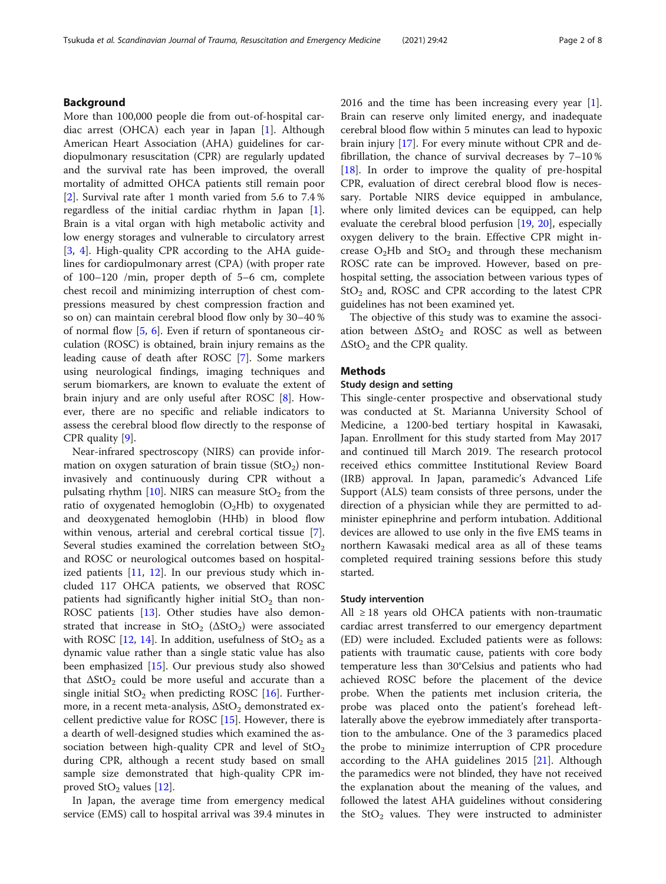## Background

More than 100,000 people die from out-of-hospital cardiac arrest (OHCA) each year in Japan [1]. Although American Heart Association (AHA) guidelines for cardiopulmonary resuscitation (CPR) are regularly updated and the survival rate has been improved, the overall mortality of admitted OHCA patients still remain poor [2]. Survival rate after 1 month varied from 5.6 to 7.4 % regardless of the initial cardiac rhythm in Japan [1]. Brain is a vital organ with high metabolic activity and low energy storages and vulnerable to circulatory arrest [3, 4]. High-quality CPR according to the AHA guidelines for cardiopulmonary arrest (CPA) (with proper rate of 100–120 /min, proper depth of 5–6 cm, complete chest recoil and minimizing interruption of chest compressions measured by chest compression fraction and so on) can maintain cerebral blood flow only by 30–40 % of normal flow [5, 6]. Even if return of spontaneous circulation (ROSC) is obtained, brain injury remains as the leading cause of death after ROSC [7]. Some markers using neurological findings, imaging techniques and serum biomarkers, are known to evaluate the extent of brain injury and are only useful after ROSC [8]. However, there are no specific and reliable indicators to assess the cerebral blood flow directly to the response of CPR quality [9].

Near-infrared spectroscopy (NIRS) can provide information on oxygen saturation of brain tissue ($StO_2$) non-invasively and continuously during CPR without a pulsating rhythm [10]. NIRS can measure $StO_2$ from the ratio of oxygenated hemoglobin ($O_2Hb$) to oxygenated and deoxygenated hemoglobin (HHb) in blood flow within venous, arterial and cerebral cortical tissue [7]. Several studies examined the correlation between $StO_2$ and ROSC or neurological outcomes based on hospitalized patients [11, 12]. In our previous study which included 117 OHCA patients, we observed that ROSC patients had significantly higher initial $StO_2$ than non-ROSC patients [13]. Other studies have also demonstrated that increase in $StO_2$ ($\Delta StO_2$) were associated with ROSC [12, 14]. In addition, usefulness of $StO_2$ as a dynamic value rather than a single static value has also been emphasized [15]. Our previous study also showed that $\Delta StO_2$ could be more useful and accurate than a single initial $StO_2$ when predicting ROSC [16]. Furthermore, in a recent meta-analysis, $\Delta StO_2$ demonstrated excellent predictive value for ROSC [15]. However, there is a dearth of well-designed studies which examined the association between high-quality CPR and level of $StO_2$ during CPR, although a recent study based on small sample size demonstrated that high-quality CPR improved $StO_2$ values [12].

In Japan, the average time from emergency medical service (EMS) call to hospital arrival was 39.4 minutes in 2016 and the time has been increasing every year [1]. Brain can reserve only limited energy, and inadequate cerebral blood flow within 5 minutes can lead to hypoxic brain injury [17]. For every minute without CPR and defibrillation, the chance of survival decreases by 7–10 % [18]. In order to improve the quality of pre-hospital CPR, evaluation of direct cerebral blood flow is necessary. Portable NIRS device equipped in ambulance, where only limited devices can be equipped, can help evaluate the cerebral blood perfusion [19, 20], especially oxygen delivery to the brain. Effective CPR might increase $O_2Hb$ and $StO_2$ and through these mechanism ROSC rate can be improved. However, based on pre-hospital setting, the association between various types of $StO_2$ and, ROSC and CPR according to the latest CPR guidelines has not been examined yet.

The objective of this study was to examine the association between $\Delta StO_2$ and ROSC as well as between $\Delta StO_2$ and the CPR quality.

## Methods

### Study design and setting

This single-center prospective and observational study was conducted at St. Marianna University School of Medicine, a 1200-bed tertiary hospital in Kawasaki, Japan. Enrollment for this study started from May 2017 and continued till March 2019. The research protocol received ethics committee Institutional Review Board (IRB) approval. In Japan, paramedic's Advanced Life Support (ALS) team consists of three persons, under the direction of a physician while they are permitted to administer epinephrine and perform intubation. Additional devices are allowed to use only in the five EMS teams in northern Kawasaki medical area as all of these teams completed required training sessions before this study started.

### Study intervention

All ≥ 18 years old OHCA patients with non-traumatic cardiac arrest transferred to our emergency department (ED) were included. Excluded patients were as follows: patients with traumatic cause, patients with core body temperature less than 30°Celsius and patients who had achieved ROSC before the placement of the device probe. When the patients met inclusion criteria, the probe was placed onto the patient's forehead left-laterally above the eyebrow immediately after transportation to the ambulance. One of the 3 paramedics placed the probe to minimize interruption of CPR procedure according to the AHA guidelines 2015 [21]. Although the paramedics were not blinded, they have not received the explanation about the meaning of the values, and followed the latest AHA guidelines without considering the $StO_2$ values. They were instructed to administer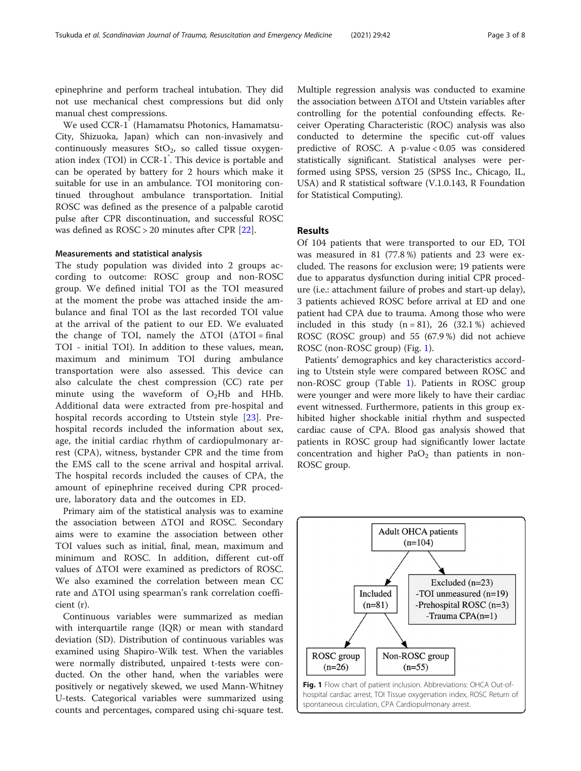epinephrine and perform tracheal intubation. They did not use mechanical chest compressions but did only manual chest compressions.

We used CCR-1® (Hamamatsu Photonics, Hamamatsu-City, Shizuoka, Japan) which can non-invasively and continuously measures $StO_2$, so called tissue oxygenation index (TOI) in CCR-1®. This device is portable and can be operated by battery for 2 hours which make it suitable for use in an ambulance. TOI monitoring continued throughout ambulance transportation. Initial ROSC was defined as the presence of a palpable carotid pulse after CPR discontinuation, and successful ROSC was defined as ROSC > 20 minutes after CPR [22].

#### Measurements and statistical analysis

The study population was divided into 2 groups according to outcome: ROSC group and non-ROSC group. We defined initial TOI as the TOI measured at the moment the probe was attached inside the ambulance and final TOI as the last recorded TOI value at the arrival of the patient to our ED. We evaluated the change of TOI, namely the ΔTOI (ΔTOI = final TOI - initial TOI). In addition to these values, mean, maximum and minimum TOI during ambulance transportation were also assessed. This device can also calculate the chest compression (CC) rate per minute using the waveform of $O_2Hb$ and HHb. Additional data were extracted from pre-hospital and hospital records according to Utstein style [23]. Pre-hospital records included the information about sex, age, the initial cardiac rhythm of cardiopulmonary arrest (CPA), witness, bystander CPR and the time from the EMS call to the scene arrival and hospital arrival. The hospital records included the causes of CPA, the amount of epinephrine received during CPR procedure, laboratory data and the outcomes in ED.

Primary aim of the statistical analysis was to examine the association between ΔTOI and ROSC. Secondary aims were to examine the association between other TOI values such as initial, final, mean, maximum and minimum and ROSC. In addition, different cut-off values of ΔTOI were examined as predictors of ROSC. We also examined the correlation between mean CC rate and ΔTOI using spearman's rank correlation coefficient (r).

Continuous variables were summarized as median with interquartile range (IQR) or mean with standard deviation (SD). Distribution of continuous variables was examined using Shapiro-Wilk test. When the variables were normally distributed, unpaired t-tests were conducted. On the other hand, when the variables were positively or negatively skewed, we used Mann-Whitney U-tests. Categorical variables were summarized using counts and percentages, compared using chi-square test. Multiple regression analysis was conducted to examine the association between ΔTOI and Utstein variables after controlling for the potential confounding effects. Receiver Operating Characteristic (ROC) analysis was also conducted to determine the specific cut-off values predictive of ROSC. A p-value < 0.05 was considered statistically significant. Statistical analyses were performed using SPSS, version 25 (SPSS Inc., Chicago, IL, USA) and R statistical software (V.1.0.143, R Foundation for Statistical Computing).

## Results

Of 104 patients that were transported to our ED, TOI was measured in 81 (77.8 %) patients and 23 were excluded. The reasons for exclusion were; 19 patients were due to apparatus dysfunction during initial CPR procedure (i.e.: attachment failure of probes and start-up delay), 3 patients achieved ROSC before arrival at ED and one patient had CPA due to trauma. Among those who were included in this study (n = 81), 26 (32.1 %) achieved ROSC (ROSC group) and 55 (67.9 %) did not achieve ROSC (non-ROSC group) (Fig. 1).

Patients' demographics and key characteristics according to Utstein style were compared between ROSC and non-ROSC group (Table 1). Patients in ROSC group were younger and were more likely to have their cardiac event witnessed. Furthermore, patients in this group exhibited higher shockable initial rhythm and suspected cardiac cause of CPA. Blood gas analysis showed that patients in ROSC group had significantly lower lactate concentration and higher $PaO_2$ than patients in non-ROSC group.

Adult OHCA patients (n=104)

Included (n=81)

Excluded (n=23)
-TOI unmeasured (n=19)
-Prehospital ROSC (n=3)
-Trauma CPA(n=1)

ROSC group (n=26)

Non-ROSC group (n=55)

**Fig. 1** Flow chart of patient inclusion. Abbreviations: OHCA Out-of-hospital cardiac arrest, TOI Tissue oxygenation index, ROSC Return of spontaneous circulation, CPA Cardiopulmonary arrest.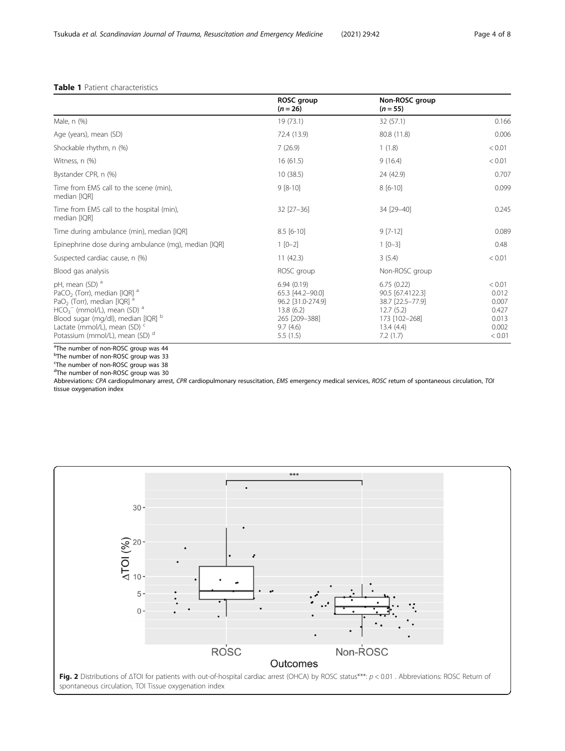**Table 1** Patient characteristics

| | ROSC group (*n* = 26) | Non-ROSC group (*n* = 55) | |
|---|---|---|---|
| Male, n (%) | 19 (73.1) | 32 (57.1) | 0.166 |
| Age (years), mean (SD) | 72.4 (13.9) | 80.8 (11.8) | 0.006 |
| Shockable rhythm, n (%) | 7 (26.9) | 1 (1.8) | < 0.01 |
| Witness, n (%) | 16 (61.5) | 9 (16.4) | < 0.01 |
| Bystander CPR, n (%) | 10 (38.5) | 24 (42.9) | 0.707 |
| Time from EMS call to the scene (min), median [IQR] | 9 [8-10] | 8 [6-10] | 0.099 |
| Time from EMS call to the hospital (min), median [IQR] | 32 [27–36] | 34 [29–40] | 0.245 |
| Time during ambulance (min), median [IQR] | 8.5 [6-10] | 9 [7-12] | 0.089 |
| Epinephrine dose during ambulance (mg), median [IQR] | 1 [0–2] | 1 [0–3] | 0.48 |
| Suspected cardiac cause, n (%) | 11 (42.3) | 3 (5.4) | < 0.01 |
| Blood gas analysis | ROSC group | Non-ROSC group | |
| pH, mean (SD) [a] | 6.94 (0.19) | 6.75 (0.22) | < 0.01 |
| $PaCO_2$ (Torr), median [IQR] [a] | 65.3 [44.2–90.0] | 90.5 [67.4122.3] | 0.012 |
| $PaO_2$ (Torr), median [IQR] [a] | 96.2 [31.0-274.9] | 38.7 [22.5–77.9] | 0.007 |
| $HCO_3^-$ (mmol/L), mean (SD) [a] | 13.8 (6.2) | 12.7 (5.2) | 0.427 |
| Blood sugar (mg/dl), median [IQR] [b] | 265 [209–388] | 173 [102–268] | 0.013 |
| Lactate (mmol/L), mean (SD) [c] | 9.7 (4.6) | 13.4 (4.4) | 0.002 |
| Potassium (mmol/L), mean (SD) [d] | 5.5 (1.5) | 7.2 (1.7) | < 0.01 |

[a]The number of non-ROSC group was 44
[b]The number of non-ROSC group was 33
[c]The number of non-ROSC group was 38
[d]The number of non-ROSC group was 30
Abbreviations: *CPA* cardiopulmonary arrest, *CPR* cardiopulmonary resuscitation, *EMS* emergency medical services, *ROSC* return of spontaneous circulation, *TOI* tissue oxygenation index

**Fig. 2** Distributions of ΔTOI for patients with out-of-hospital cardiac arrest (OHCA) by ROSC status***: $p < 0.01$ . Abbreviations: ROSC Return of spontaneous circulation, TOI Tissue oxygenation index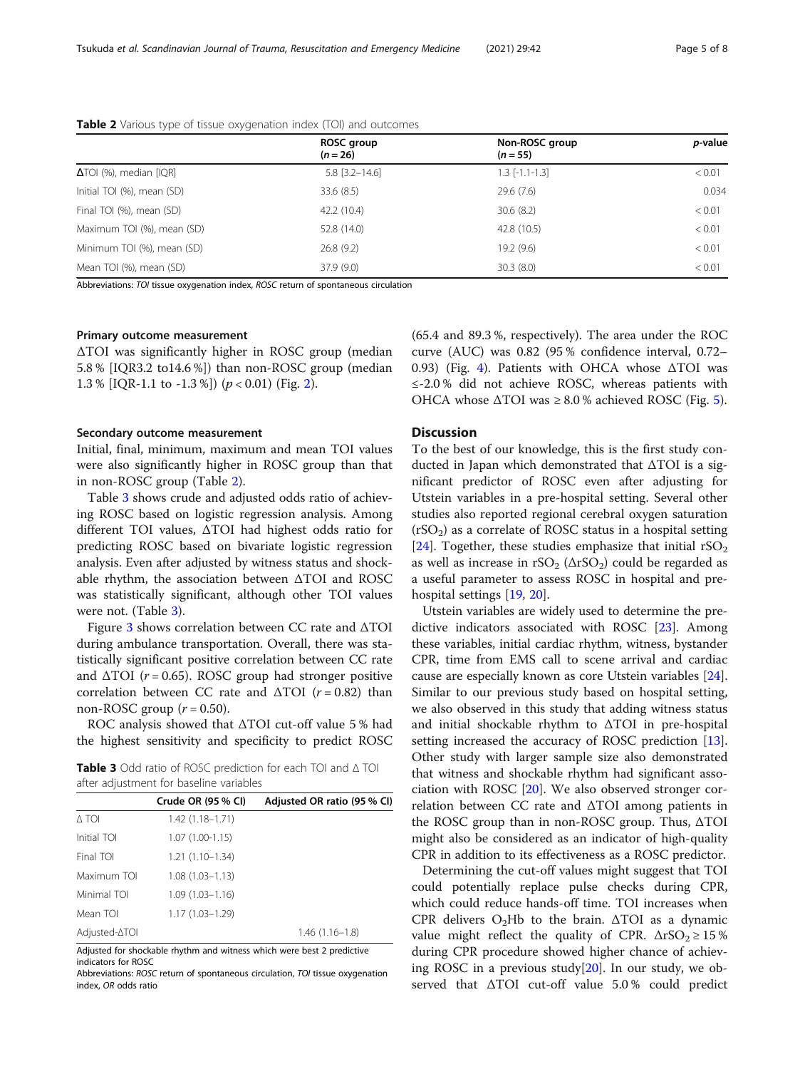**Table 2** Various type of tissue oxygenation index (TOI) and outcomes

| | ROSC group ($n = 26$) | Non-ROSC group ($n = 55$) | *p*-value |
|---|---|---|---|
| ΔTOI (%), median [IQR] | 5.8 [3.2–14.6] | 1.3 [-1.1-1.3] | < 0.01 |
| Initial TOI (%), mean (SD) | 33.6 (8.5) | 29.6 (7.6) | 0.034 |
| Final TOI (%), mean (SD) | 42.2 (10.4) | 30.6 (8.2) | < 0.01 |
| Maximum TOI (%), mean (SD) | 52.8 (14.0) | 42.8 (10.5) | < 0.01 |
| Minimum TOI (%), mean (SD) | 26.8 (9.2) | 19.2 (9.6) | < 0.01 |
| Mean TOI (%), mean (SD) | 37.9 (9.0) | 30.3 (8.0) | < 0.01 |

Abbreviations: *TOI* tissue oxygenation index, *ROSC* return of spontaneous circulation

#### Primary outcome measurement

ΔTOI was significantly higher in ROSC group (median 5.8 % [IQR3.2 to14.6 %]) than non-ROSC group (median 1.3 % [IQR-1.1 to -1.3 %]) ($p < 0.01$) (Fig. 2).

#### Secondary outcome measurement

Initial, final, minimum, maximum and mean TOI values were also significantly higher in ROSC group than that in non-ROSC group (Table 2).

Table 3 shows crude and adjusted odds ratio of achieving ROSC based on logistic regression analysis. Among different TOI values, ΔTOI had highest odds ratio for predicting ROSC based on bivariate logistic regression analysis. Even after adjusted by witness status and shockable rhythm, the association between ΔTOI and ROSC was statistically significant, although other TOI values were not. (Table 3).

Figure 3 shows correlation between CC rate and ΔTOI during ambulance transportation. Overall, there was statistically significant positive correlation between CC rate and ΔTOI ($r = 0.65$). ROSC group had stronger positive correlation between CC rate and ΔTOI ($r = 0.82$) than non-ROSC group ($r = 0.50$).

ROC analysis showed that ΔTOI cut-off value 5 % had the highest sensitivity and specificity to predict ROSC (65.4 and 89.3 %, respectively). The area under the ROC curve (AUC) was 0.82 (95 % confidence interval, 0.72–0.93) (Fig. 4). Patients with OHCA whose ΔTOI was ≤-2.0 % did not achieve ROSC, whereas patients with OHCA whose ΔTOI was ≥ 8.0 % achieved ROSC (Fig. 5).

**Table 3** Odd ratio of ROSC prediction for each TOI and Δ TOI after adjustment for baseline variables

| | Crude OR (95 % CI) | Adjusted OR ratio (95 % CI) |
|---|---|---|
| Δ TOI | 1.42 (1.18–1.71) | |
| Initial TOI | 1.07 (1.00-1.15) | |
| Final TOI | 1.21 (1.10–1.34) | |
| Maximum TOI | 1.08 (1.03–1.13) | |
| Minimal TOI | 1.09 (1.03–1.16) | |
| Mean TOI | 1.17 (1.03–1.29) | |
| Adjusted-ΔTOI | | 1.46 (1.16–1.8) |

Adjusted for shockable rhythm and witness which were best 2 predictive indicators for ROSC

Abbreviations: *ROSC* return of spontaneous circulation, *TOI* tissue oxygenation index, *OR* odds ratio

## Discussion

To the best of our knowledge, this is the first study conducted in Japan which demonstrated that ΔTOI is a significant predictor of ROSC even after adjusting for Utstein variables in a pre-hospital setting. Several other studies also reported regional cerebral oxygen saturation ($rSO_2$) as a correlate of ROSC status in a hospital setting [24]. Together, these studies emphasize that initial $rSO_2$ as well as increase in $rSO_2$ ($\Delta rSO_2$) could be regarded as a useful parameter to assess ROSC in hospital and pre-hospital settings [19, 20].

Utstein variables are widely used to determine the predictive indicators associated with ROSC [23]. Among these variables, initial cardiac rhythm, witness, bystander CPR, time from EMS call to scene arrival and cardiac cause are especially known as core Utstein variables [24]. Similar to our previous study based on hospital setting, we also observed in this study that adding witness status and initial shockable rhythm to ΔTOI in pre-hospital setting increased the accuracy of ROSC prediction [13]. Other study with larger sample size also demonstrated that witness and shockable rhythm had significant association with ROSC [20]. We also observed stronger correlation between CC rate and ΔTOI among patients in the ROSC group than in non-ROSC group. Thus, ΔTOI might also be considered as an indicator of high-quality CPR in addition to its effectiveness as a ROSC predictor.

Determining the cut-off values might suggest that TOI could potentially replace pulse checks during CPR, which could reduce hands-off time. TOI increases when CPR delivers $O_2Hb$ to the brain. ΔTOI as a dynamic value might reflect the quality of CPR. $\Delta rSO_2 \geq 15\,\%$ during CPR procedure showed higher chance of achieving ROSC in a previous study[20]. In our study, we observed that ΔTOI cut-off value 5.0 % could predict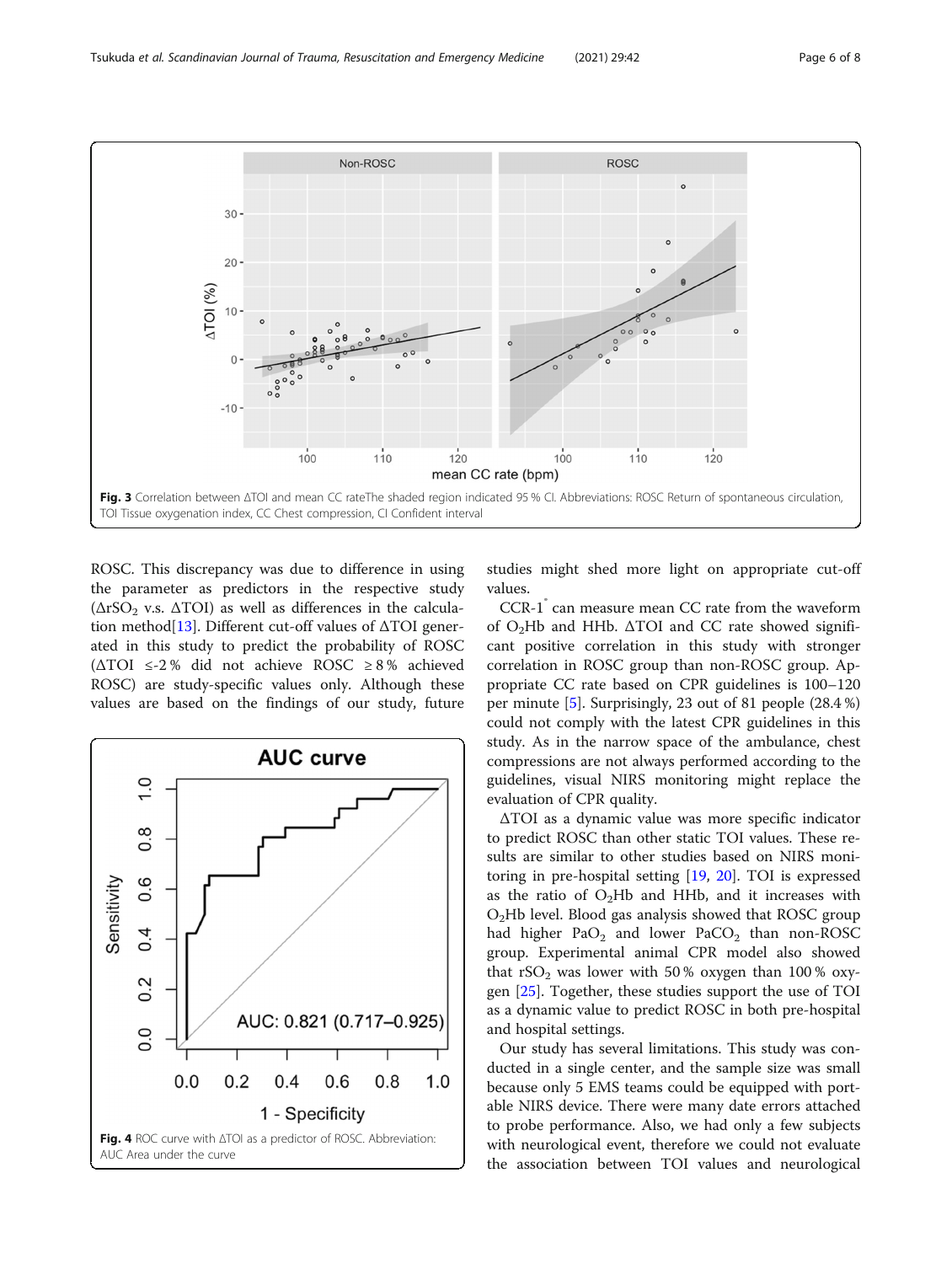Fig. 3 Correlation between ΔTOI and mean CC rateThe shaded region indicated 95 % CI. Abbreviations: ROSC Return of spontaneous circulation, TOI Tissue oxygenation index, CC Chest compression, CI Confident interval

ROSC. This discrepancy was due to difference in using the parameter as predictors in the respective study ($\Delta rSO_2$ v.s. ΔTOI) as well as differences in the calculation method[13]. Different cut-off values of ΔTOI generated in this study to predict the probability of ROSC (ΔTOI ≤-2 % did not achieve ROSC ≥ 8 % achieved ROSC) are study-specific values only. Although these values are based on the findings of our study, future studies might shed more light on appropriate cut-off values.

Fig. 4 ROC curve with ΔTOI as a predictor of ROSC. Abbreviation: AUC Area under the curve

CCR-1® can measure mean CC rate from the waveform of $O_2Hb$ and HHb. ΔTOI and CC rate showed significant positive correlation in this study with stronger correlation in ROSC group than non-ROSC group. Appropriate CC rate based on CPR guidelines is 100–120 per minute [5]. Surprisingly, 23 out of 81 people (28.4 %) could not comply with the latest CPR guidelines in this study. As in the narrow space of the ambulance, chest compressions are not always performed according to the guidelines, visual NIRS monitoring might replace the evaluation of CPR quality.

ΔTOI as a dynamic value was more specific indicator to predict ROSC than other static TOI values. These results are similar to other studies based on NIRS monitoring in pre-hospital setting [19, 20]. TOI is expressed as the ratio of $O_2Hb$ and HHb, and it increases with $O_2Hb$ level. Blood gas analysis showed that ROSC group had higher $PaO_2$ and lower $PaCO_2$ than non-ROSC group. Experimental animal CPR model also showed that $rSO_2$ was lower with 50 % oxygen than 100 % oxygen [25]. Together, these studies support the use of TOI as a dynamic value to predict ROSC in both pre-hospital and hospital settings.

Our study has several limitations. This study was conducted in a single center, and the sample size was small because only 5 EMS teams could be equipped with portable NIRS device. There were many date errors attached to probe performance. Also, we had only a few subjects with neurological event, therefore we could not evaluate the association between TOI values and neurological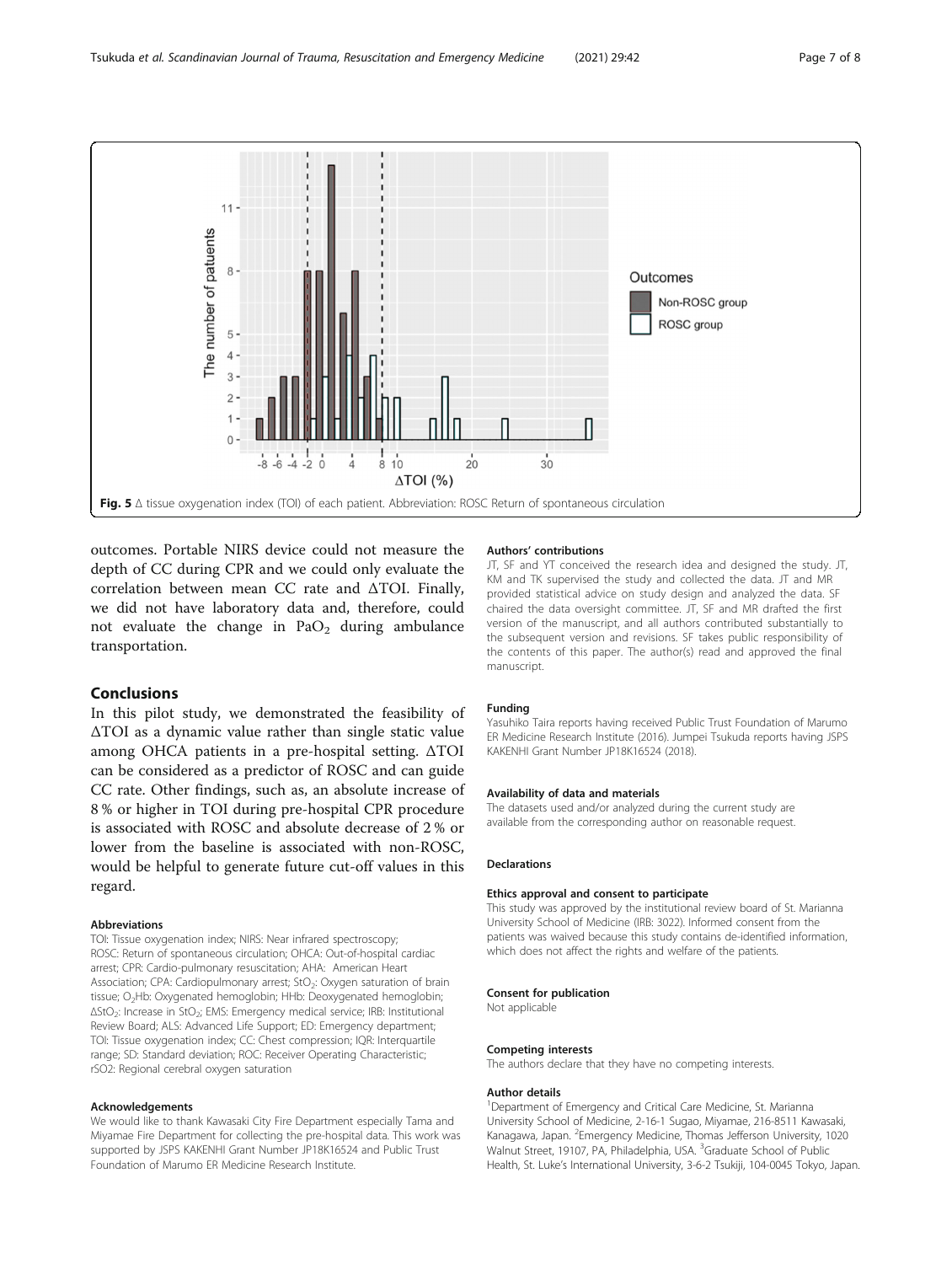Fig. 5 Δ tissue oxygenation index (TOI) of each patient. Abbreviation: ROSC Return of spontaneous circulation

outcomes. Portable NIRS device could not measure the depth of CC during CPR and we could only evaluate the correlation between mean CC rate and ΔTOI. Finally, we did not have laboratory data and, therefore, could not evaluate the change in $PaO_2$ during ambulance transportation.

## Conclusions

In this pilot study, we demonstrated the feasibility of ΔTOI as a dynamic value rather than single static value among OHCA patients in a pre-hospital setting. ΔTOI can be considered as a predictor of ROSC and can guide CC rate. Other findings, such as, an absolute increase of 8 % or higher in TOI during pre-hospital CPR procedure is associated with ROSC and absolute decrease of 2 % or lower from the baseline is associated with non-ROSC, would be helpful to generate future cut-off values in this regard.

#### Abbreviations

TOI: Tissue oxygenation index; NIRS: Near infrared spectroscopy; ROSC: Return of spontaneous circulation; OHCA: Out-of-hospital cardiac arrest; CPR: Cardio-pulmonary resuscitation; AHA: American Heart Association; CPA: Cardiopulmonary arrest; $StO_2$: Oxygen saturation of brain tissue; $O_2Hb$: Oxygenated hemoglobin; HHb: Deoxygenated hemoglobin; $\Delta StO_2$: Increase in $StO_2$; EMS: Emergency medical service; IRB: Institutional Review Board; ALS: Advanced Life Support; ED: Emergency department; TOI: Tissue oxygenation index; CC: Chest compression; IQR: Interquartile range; SD: Standard deviation; ROC: Receiver Operating Characteristic; rSO2: Regional cerebral oxygen saturation

#### Acknowledgements

We would like to thank Kawasaki City Fire Department especially Tama and Miyamae Fire Department for collecting the pre-hospital data. This work was supported by JSPS KAKENHI Grant Number JP18K16524 and Public Trust Foundation of Marumo ER Medicine Research Institute.

#### Authors' contributions

JT, SF and YT conceived the research idea and designed the study. JT, KM and TK supervised the study and collected the data. JT and MR provided statistical advice on study design and analyzed the data. SF chaired the data oversight committee. JT, SF and MR drafted the first version of the manuscript, and all authors contributed substantially to the subsequent version and revisions. SF takes public responsibility of the contents of this paper. The author(s) read and approved the final manuscript.

#### Funding

Yasuhiko Taira reports having received Public Trust Foundation of Marumo ER Medicine Research Institute (2016). Jumpei Tsukuda reports having JSPS KAKENHI Grant Number JP18K16524 (2018).

#### Availability of data and materials

The datasets used and/or analyzed during the current study are available from the corresponding author on reasonable request.

#### Declarations

#### Ethics approval and consent to participate

This study was approved by the institutional review board of St. Marianna University School of Medicine (IRB: 3022). Informed consent from the patients was waived because this study contains de-identified information, which does not affect the rights and welfare of the patients.

#### Consent for publication

Not applicable

#### Competing interests

The authors declare that they have no competing interests.

#### Author details

[1]Department of Emergency and Critical Care Medicine, St. Marianna University School of Medicine, 2-16-1 Sugao, Miyamae, 216-8511 Kawasaki, Kanagawa, Japan. [2]Emergency Medicine, Thomas Jefferson University, 1020 Walnut Street, 19107, PA, Philadelphia, USA. [3]Graduate School of Public Health, St. Luke's International University, 3-6-2 Tsukiji, 104-0045 Tokyo, Japan.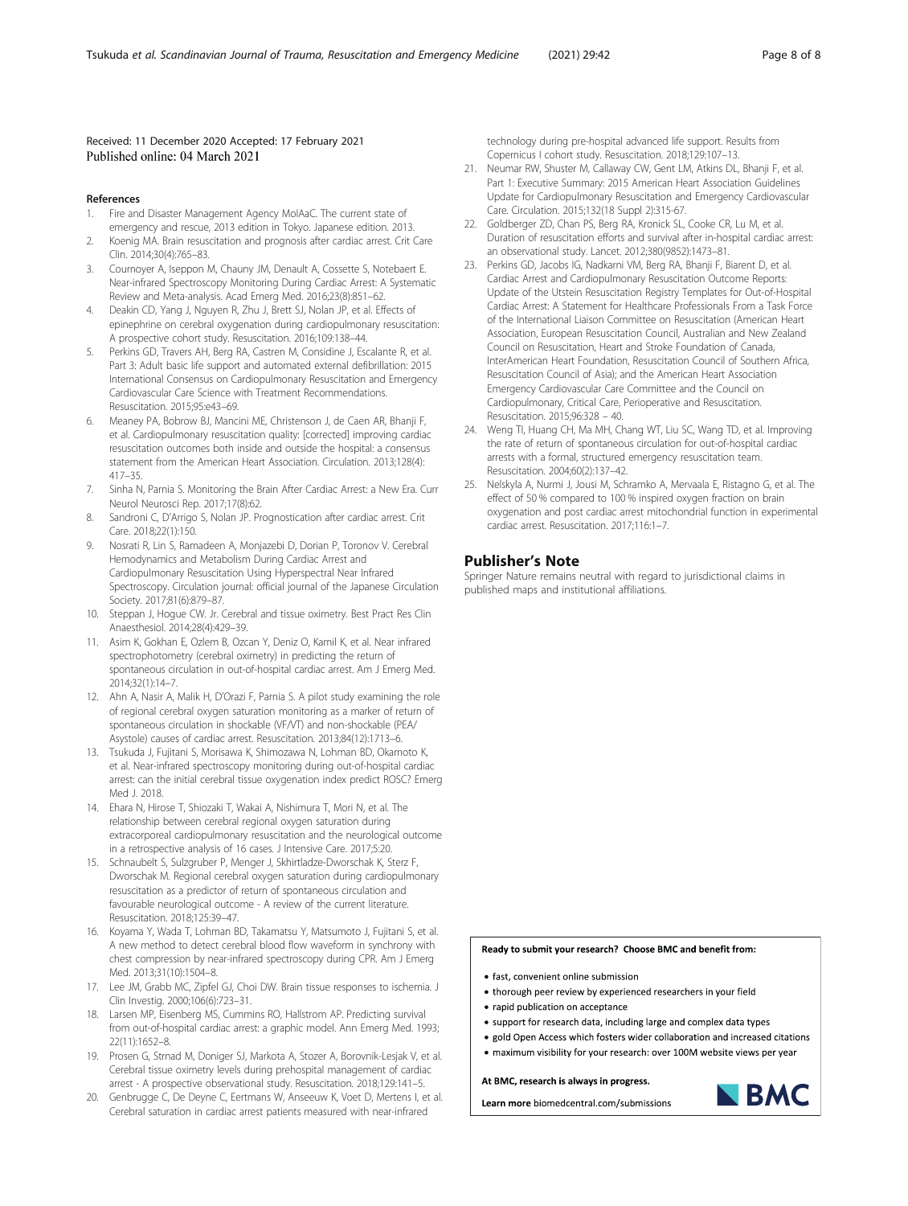Received: 11 December 2020 Accepted: 17 February 2021
Published online: 04 March 2021

## References

1. Fire and Disaster Management Agency MoIAaC. The current state of emergency and rescue, 2013 edition in Tokyo. Japanese edition. 2013.
2. Koenig MA. Brain resuscitation and prognosis after cardiac arrest. Crit Care Clin. 2014;30(4):765–83.
3. Cournoyer A, Iseppon M, Chauny JM, Denault A, Cossette S, Notebaert E. Near-infrared Spectroscopy Monitoring During Cardiac Arrest: A Systematic Review and Meta-analysis. Acad Emerg Med. 2016;23(8):851–62.
4. Deakin CD, Yang J, Nguyen R, Zhu J, Brett SJ, Nolan JP, et al. Effects of epinephrine on cerebral oxygenation during cardiopulmonary resuscitation: A prospective cohort study. Resuscitation. 2016;109:138–44.
5. Perkins GD, Travers AH, Berg RA, Castren M, Considine J, Escalante R, et al. Part 3: Adult basic life support and automated external defibrillation: 2015 International Consensus on Cardiopulmonary Resuscitation and Emergency Cardiovascular Care Science with Treatment Recommendations. Resuscitation. 2015;95:e43–69.
6. Meaney PA, Bobrow BJ, Mancini ME, Christenson J, de Caen AR, Bhanji F, et al. Cardiopulmonary resuscitation quality: [corrected] improving cardiac resuscitation outcomes both inside and outside the hospital: a consensus statement from the American Heart Association. Circulation. 2013;128(4): 417–35.
7. Sinha N, Parnia S. Monitoring the Brain After Cardiac Arrest: a New Era. Curr Neurol Neurosci Rep. 2017;17(8):62.
8. Sandroni C, D'Arrigo S, Nolan JP. Prognostication after cardiac arrest. Crit Care. 2018;22(1):150.
9. Nosrati R, Lin S, Ramadeen A, Monjazebi D, Dorian P, Toronov V. Cerebral Hemodynamics and Metabolism During Cardiac Arrest and Cardiopulmonary Resuscitation Using Hyperspectral Near Infrared Spectroscopy. Circulation journal: official journal of the Japanese Circulation Society. 2017;81(6):879–87.
10. Steppan J, Hogue CW. Jr. Cerebral and tissue oximetry. Best Pract Res Clin Anaesthesiol. 2014;28(4):429–39.
11. Asim K, Gokhan E, Ozlem B, Ozcan Y, Deniz O, Kamil K, et al. Near infrared spectrophotometry (cerebral oximetry) in predicting the return of spontaneous circulation in out-of-hospital cardiac arrest. Am J Emerg Med. 2014;32(1):14–7.
12. Ahn A, Nasir A, Malik H, D'Orazi F, Parnia S. A pilot study examining the role of regional cerebral oxygen saturation monitoring as a marker of return of spontaneous circulation in shockable (VF/VT) and non-shockable (PEA/ Asystole) causes of cardiac arrest. Resuscitation. 2013;84(12):1713–6.
13. Tsukuda J, Fujitani S, Morisawa K, Shimozawa N, Lohman BD, Okamoto K, et al. Near-infrared spectroscopy monitoring during out-of-hospital cardiac arrest: can the initial cerebral tissue oxygenation index predict ROSC? Emerg Med J. 2018.
14. Ehara N, Hirose T, Shiozaki T, Wakai A, Nishimura T, Mori N, et al. The relationship between cerebral regional oxygen saturation during extracorporeal cardiopulmonary resuscitation and the neurological outcome in a retrospective analysis of 16 cases. J Intensive Care. 2017;5:20.
15. Schnaubelt S, Sulzgruber P, Menger J, Skhirtladze-Dworschak K, Sterz F, Dworschak M. Regional cerebral oxygen saturation during cardiopulmonary resuscitation as a predictor of return of spontaneous circulation and favourable neurological outcome - A review of the current literature. Resuscitation. 2018;125:39–47.
16. Koyama Y, Wada T, Lohman BD, Takamatsu Y, Matsumoto J, Fujitani S, et al. A new method to detect cerebral blood flow waveform in synchrony with chest compression by near-infrared spectroscopy during CPR. Am J Emerg Med. 2013;31(10):1504–8.
17. Lee JM, Grabb MC, Zipfel GJ, Choi DW. Brain tissue responses to ischemia. J Clin Investig. 2000;106(6):723–31.
18. Larsen MP, Eisenberg MS, Cummins RO, Hallstrom AP. Predicting survival from out-of-hospital cardiac arrest: a graphic model. Ann Emerg Med. 1993; 22(11):1652–8.
19. Prosen G, Strnad M, Doniger SJ, Markota A, Stozer A, Borovnik-Lesjak V, et al. Cerebral tissue oximetry levels during prehospital management of cardiac arrest - A prospective observational study. Resuscitation. 2018;129:141–5.
20. Genbrugge C, De Deyne C, Eertmans W, Anseeuw K, Voet D, Mertens I, et al. Cerebral saturation in cardiac arrest patients measured with near-infrared technology during pre-hospital advanced life support. Results from Copernicus I cohort study. Resuscitation. 2018;129:107–13.
21. Neumar RW, Shuster M, Callaway CW, Gent LM, Atkins DL, Bhanji F, et al. Part 1: Executive Summary: 2015 American Heart Association Guidelines Update for Cardiopulmonary Resuscitation and Emergency Cardiovascular Care. Circulation. 2015;132(18 Suppl 2):315-67.
22. Goldberger ZD, Chan PS, Berg RA, Kronick SL, Cooke CR, Lu M, et al. Duration of resuscitation efforts and survival after in-hospital cardiac arrest: an observational study. Lancet. 2012;380(9852):1473–81.
23. Perkins GD, Jacobs IG, Nadkarni VM, Berg RA, Bhanji F, Biarent D, et al. Cardiac Arrest and Cardiopulmonary Resuscitation Outcome Reports: Update of the Utstein Resuscitation Registry Templates for Out-of-Hospital Cardiac Arrest: A Statement for Healthcare Professionals From a Task Force of the International Liaison Committee on Resuscitation (American Heart Association, European Resuscitation Council, Australian and New Zealand Council on Resuscitation, Heart and Stroke Foundation of Canada, InterAmerican Heart Foundation, Resuscitation Council of Southern Africa, Resuscitation Council of Asia); and the American Heart Association Emergency Cardiovascular Care Committee and the Council on Cardiopulmonary, Critical Care, Perioperative and Resuscitation. Resuscitation. 2015;96:328 – 40.
24. Weng TI, Huang CH, Ma MH, Chang WT, Liu SC, Wang TD, et al. Improving the rate of return of spontaneous circulation for out-of-hospital cardiac arrests with a formal, structured emergency resuscitation team. Resuscitation. 2004;60(2):137–42.
25. Nelskyla A, Nurmi J, Jousi M, Schramko A, Mervaala E, Ristagno G, et al. The effect of 50 % compared to 100 % inspired oxygen fraction on brain oxygenation and post cardiac arrest mitochondrial function in experimental cardiac arrest. Resuscitation. 2017;116:1–7.

## Publisher's Note

Springer Nature remains neutral with regard to jurisdictional claims in published maps and institutional affiliations.

**Ready to submit your research? Choose BMC and benefit from:**

- fast, convenient online submission
- thorough peer review by experienced researchers in your field
- rapid publication on acceptance
- support for research data, including large and complex data types
- gold Open Access which fosters wider collaboration and increased citations
- maximum visibility for your research: over 100M website views per year

**At BMC, research is always in progress.**

**Learn more** biomedcentral.com/submissions